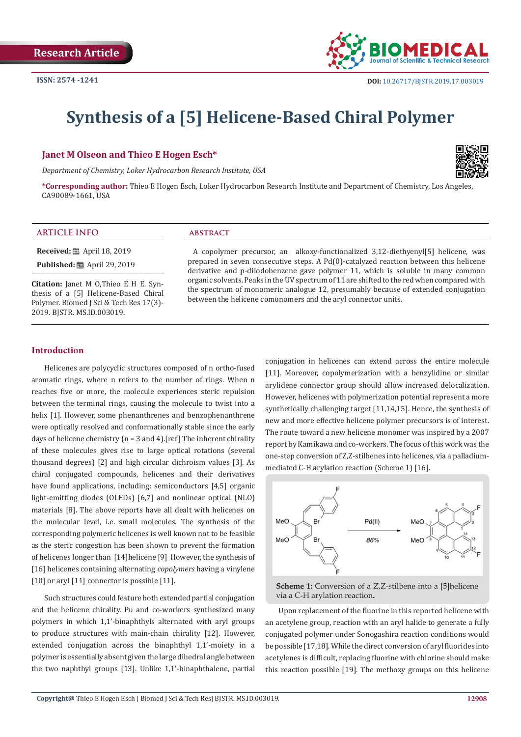Research Article

ISSN: 2574 -1241

DOI: 10.26717/BJSTR.2019.17.003019

# Synthesis of a [5] Helicene-Based Chiral Polymer

**Janet M Olseon and Thieo E Hogen Esch***

*Department of Chemistry, Loker Hydrocarbon Research Institute, USA*

***Corresponding author:** Thieo E Hogen Esch, Loker Hydrocarbon Research Institute and Department of Chemistry, Los Angeles, CA90089-1661, USA

## ARTICLE INFO

**Received:** April 18, 2019

**Published:** April 29, 2019

**Citation:** Janet M O,Thieo E H E. Synthesis of a [5] Helicene-Based Chiral Polymer. Biomed J Sci & Tech Res 17(3)-2019. BJSTR. MS.ID.003019.

## ABSTRACT

A copolymer precursor, an alkoxy-functionalized 3,12-diethyenyl[5] helicene, was prepared in seven consecutive steps. A Pd(0)-catalyzed reaction between this helicene derivative and p-diiodobenzene gave polymer 11, which is soluble in many common organic solvents. Peaks in the UV spectrum of 11 are shifted to the red when compared with the spectrum of monomeric analogue 12, presumably because of extended conjugation between the helicene comonomers and the aryl connector units.

## Introduction

Helicenes are polycyclic structures composed of n ortho-fused aromatic rings, where n refers to the number of rings. When n reaches five or more, the molecule experiences steric repulsion between the terminal rings, causing the molecule to twist into a helix [1]. However, some phenanthrenes and benzophenanthrene were optically resolved and conformationally stable since the early days of helicene chemistry (n = 3 and 4).[ref] The inherent chirality of these molecules gives rise to large optical rotations (several thousand degrees) [2] and high circular dichroism values [3]. As chiral conjugated compounds, helicenes and their derivatives have found applications, including: semiconductors [4,5] organic light-emitting diodes (OLEDs) [6,7] and nonlinear optical (NLO) materials [8]. The above reports have all dealt with helicenes on the molecular level, i.e. small molecules. The synthesis of the corresponding polymeric helicenes is well known not to be feasible as the steric congestion has been shown to prevent the formation of helicenes longer than [14]helicene [9] However, the synthesis of [16] helicenes containing alternating *copolymers* having a vinylene [10] or aryl [11] connector is possible [11].

Such structures could feature both extended partial conjugation and the helicene chirality. Pu and co-workers synthesized many polymers in which 1,1'-binaphthyls alternated with aryl groups to produce structures with main-chain chirality [12]. However, extended conjugation across the binaphthyl 1,1'-moiety in a polymer is essentially absent given the large dihedral angle between the two naphthyl groups [13]. Unlike 1,1'-binaphthalene, partial conjugation in helicenes can extend across the entire molecule [11]. Moreover, copolymerization with a benzylidine or similar arylidene connector group should allow increased delocalization. However, helicenes with polymerization potential represent a more synthetically challenging target [11,14,15]. Hence, the synthesis of new and more effective helicene polymer precursors is of interest. The route toward a new helicene monomer was inspired by a 2007 report by Kamikawa and co-workers. The focus of this work was the one-step conversion of Z,Z-stilbenes into helicenes, via a palladium-mediated C-H arylation reaction (Scheme 1) [16].

**Scheme 1:** Conversion of a Z,Z-stilbene into a [5]helicene via a C-H arylation reaction**.**

Upon replacement of the fluorine in this reported helicene with an acetylene group, reaction with an aryl halide to generate a fully conjugated polymer under Sonogashira reaction conditions would be possible [17,18]. While the direct conversion of aryl fluorides into acetylenes is difficult, replacing fluorine with chlorine should make this reaction possible [19]. The methoxy groups on this helicene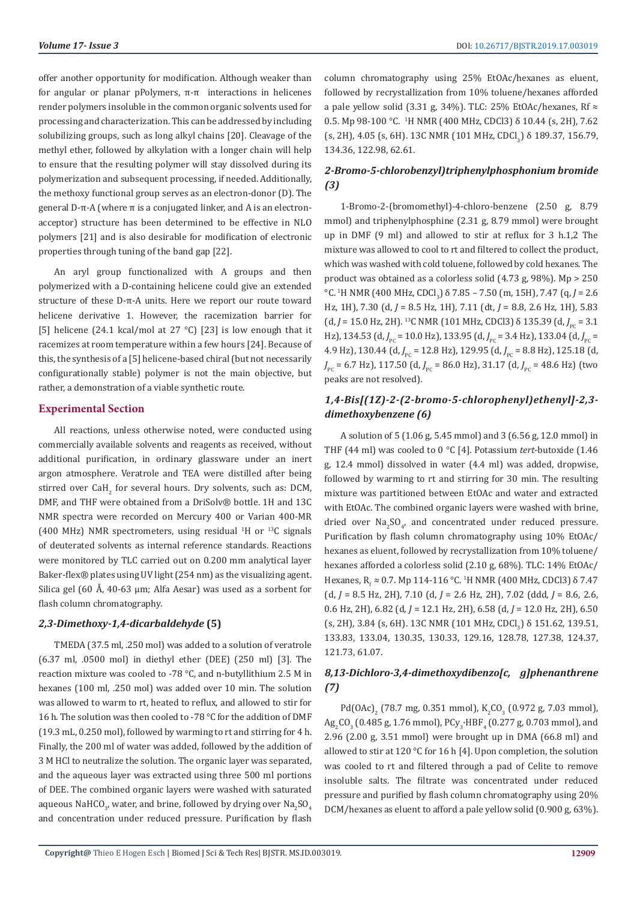offer another opportunity for modification. Although weaker than for angular or planar pPolymers, π-π interactions in helicenes render polymers insoluble in the common organic solvents used for processing and characterization. This can be addressed by including solubilizing groups, such as long alkyl chains [20]. Cleavage of the methyl ether, followed by alkylation with a longer chain will help to ensure that the resulting polymer will stay dissolved during its polymerization and subsequent processing, if needed. Additionally, the methoxy functional group serves as an electron-donor (D). The general D-π-A (where π is a conjugated linker, and A is an electron-acceptor) structure has been determined to be effective in NLO polymers [21] and is also desirable for modification of electronic properties through tuning of the band gap [22].

An aryl group functionalized with A groups and then polymerized with a D-containing helicene could give an extended structure of these D-π-A units. Here we report our route toward helicene derivative 1. However, the racemization barrier for [5] helicene (24.1 kcal/mol at 27 °C) [23] is low enough that it racemizes at room temperature within a few hours [24]. Because of this, the synthesis of a [5] helicene-based chiral (but not necessarily configurationally stable) polymer is not the main objective, but rather, a demonstration of a viable synthetic route.

## Experimental Section

All reactions, unless otherwise noted, were conducted using commercially available solvents and reagents as received, without additional purification, in ordinary glassware under an inert argon atmosphere. Veratrole and TEA were distilled after being stirred over $CaH_2$ for several hours. Dry solvents, such as: DCM, DMF, and THF were obtained from a DriSolv® bottle. 1H and 13C NMR spectra were recorded on Mercury 400 or Varian 400-MR (400 MHz) NMR spectrometers, using residual $^1$H or $^{13}$C signals of deuterated solvents as internal reference standards. Reactions were monitored by TLC carried out on 0.200 mm analytical layer Baker-flex® plates using UV light (254 nm) as the visualizing agent. Silica gel (60 Å, 40-63 µm; Alfa Aesar) was used as a sorbent for flash column chromatography.

### *2,3-Dimethoxy-1,4-dicarbaldehyde* (5)

TMEDA (37.5 ml, .250 mol) was added to a solution of veratrole (6.37 ml, .0500 mol) in diethyl ether (DEE) (250 ml) [3]. The reaction mixture was cooled to -78 °C, and n-butyllithium 2.5 M in hexanes (100 ml, .250 mol) was added over 10 min. The solution was allowed to warm to rt, heated to reflux, and allowed to stir for 16 h. The solution was then cooled to -78 °C for the addition of DMF (19.3 mL, 0.250 mol), followed by warming to rt and stirring for 4 h. Finally, the 200 ml of water was added, followed by the addition of 3 M HCl to neutralize the solution. The organic layer was separated, and the aqueous layer was extracted using three 500 ml portions of DEE. The combined organic layers were washed with saturated aqueous $NaHCO_3$, water, and brine, followed by drying over $Na_2SO_4$ and concentration under reduced pressure. Purification by flash column chromatography using 25% EtOAc/hexanes as eluent, followed by recrystallization from 10% toluene/hexanes afforded a pale yellow solid (3.31 g, 34%). TLC: 25% EtOAc/hexanes, Rf ≈ 0.5. Mp 98-100 °C. $^1$H NMR (400 MHz, CDCl3) δ 10.44 (s, 2H), 7.62 (s, 2H), 4.05 (s, 6H). 13C NMR (101 MHz, $CDCl_3$) δ 189.37, 156.79, 134.36, 122.98, 62.61.

### *2-Bromo-5-chlorobenzyl)triphenylphosphonium bromide (3)*

1-Bromo-2-(bromomethyl)-4-chloro-benzene (2.50 g, 8.79 mmol) and triphenylphosphine (2.31 g, 8.79 mmol) were brought up in DMF (9 ml) and allowed to stir at reflux for 3 h.1,2 The mixture was allowed to cool to rt and filtered to collect the product, which was washed with cold toluene, followed by cold hexanes. The product was obtained as a colorless solid (4.73 g, 98%). Mp > 250 °C. $^1$H NMR (400 MHz, $CDCl_3$) δ 7.85 – 7.50 (m, 15H), 7.47 (q, *J* = 2.6 Hz, 1H), 7.30 (d, *J* = 8.5 Hz, 1H), 7.11 (dt, *J* = 8.8, 2.6 Hz, 1H), 5.83 (d, *J* = 15.0 Hz, 2H). $^{13}$C NMR (101 MHz, CDCl3) δ 135.39 (d, $J_{PC}$ = 3.1 Hz), 134.53 (d, $J_{PC}$ = 10.0 Hz), 133.95 (d, $J_{PC}$ = 3.4 Hz), 133.04 (d, $J_{PC}$ = 4.9 Hz), 130.44 (d, $J_{PC}$ = 12.8 Hz), 129.95 (d, $J_{PC}$ = 8.8 Hz), 125.18 (d, $J_{PC}$ = 6.7 Hz), 117.50 (d, $J_{PC}$ = 86.0 Hz), 31.17 (d, $J_{PC}$ = 48.6 Hz) (two peaks are not resolved).

### *1,4-Bis[(1Z)-2-(2-bromo-5-chlorophenyl)ethenyl]-2,3-dimethoxybenzene (6)*

A solution of 5 (1.06 g, 5.45 mmol) and 3 (6.56 g, 12.0 mmol) in THF (44 ml) was cooled to 0 °C [4]. Potassium *tert*-butoxide (1.46 g, 12.4 mmol) dissolved in water (4.4 ml) was added, dropwise, followed by warming to rt and stirring for 30 min. The resulting mixture was partitioned between EtOAc and water and extracted with EtOAc. The combined organic layers were washed with brine, dried over $Na_2SO_4$, and concentrated under reduced pressure. Purification by flash column chromatography using 10% EtOAc/hexanes as eluent, followed by recrystallization from 10% toluene/hexanes afforded a colorless solid (2.10 g, 68%). TLC: 14% EtOAc/Hexanes, $R_f$ ≈ 0.7. Mp 114-116 °C. $^1$H NMR (400 MHz, CDCl3) δ 7.47 (d, *J* = 8.5 Hz, 2H), 7.10 (d, *J* = 2.6 Hz, 2H), 7.02 (ddd, *J* = 8.6, 2.6, 0.6 Hz, 2H), 6.82 (d, *J* = 12.1 Hz, 2H), 6.58 (d, *J* = 12.0 Hz, 2H), 6.50 (s, 2H), 3.84 (s, 6H). 13C NMR (101 MHz, $CDCl_3$) δ 151.62, 139.51, 133.83, 133.04, 130.35, 130.33, 129.16, 128.78, 127.38, 124.37, 121.73, 61.07.

### *8,13-Dichloro-3,4-dimethoxydibenzo[c, g]phenanthrene (7)*

$Pd(OAc)_2$ (78.7 mg, 0.351 mmol), $K_2CO_3$ (0.972 g, 7.03 mmol), $Ag_2CO_3$ (0.485 g, 1.76 mmol), $PCy_3{\cdot}HBF_4$ (0.277 g, 0.703 mmol), and 2.96 (2.00 g, 3.51 mmol) were brought up in DMA (66.8 ml) and allowed to stir at 120 °C for 16 h [4]. Upon completion, the solution was cooled to rt and filtered through a pad of Celite to remove insoluble salts. The filtrate was concentrated under reduced pressure and purified by flash column chromatography using 20% DCM/hexanes as eluent to afford a pale yellow solid (0.900 g, 63%).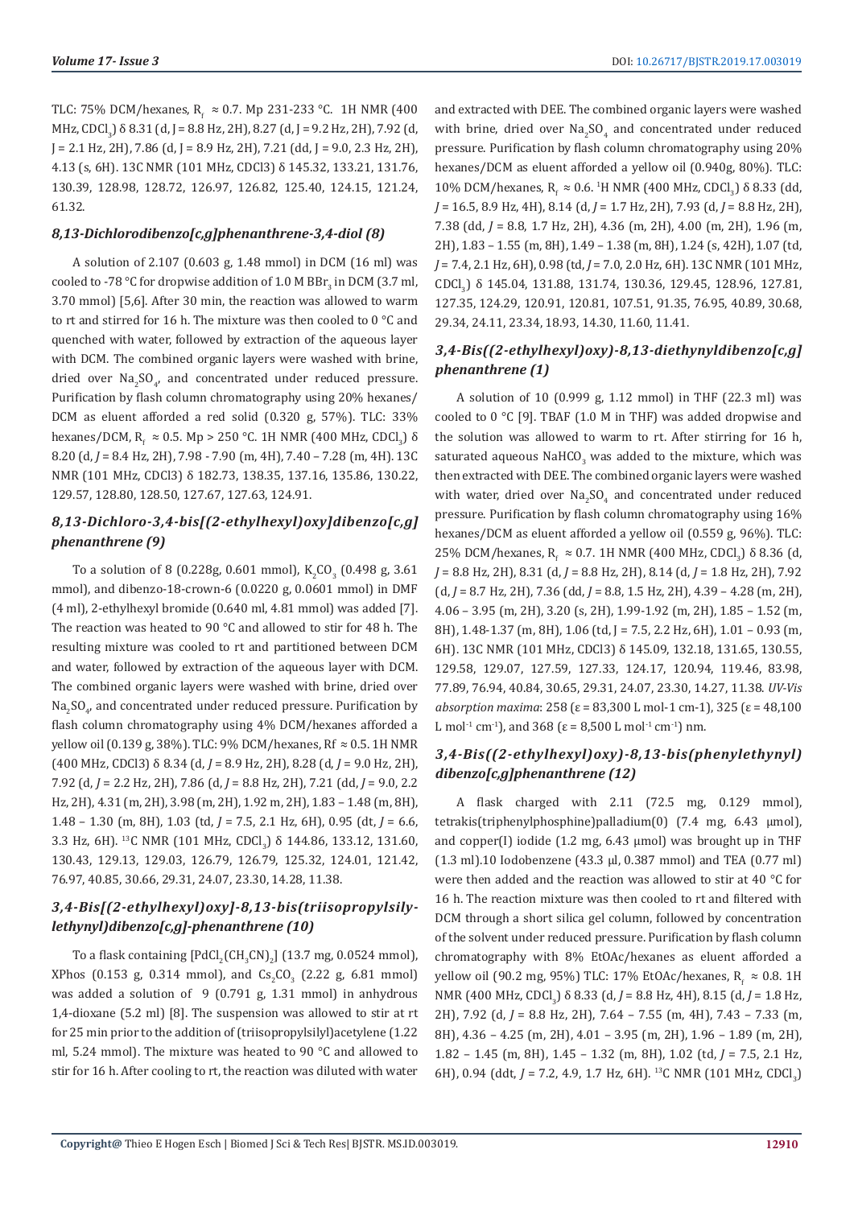TLC: 75% DCM/hexanes, $R_f$ ≈ 0.7. Mp 231-233 °C. 1H NMR (400 MHz, $CDCl_3$) δ 8.31 (d, J = 8.8 Hz, 2H), 8.27 (d, J = 9.2 Hz, 2H), 7.92 (d, J = 2.1 Hz, 2H), 7.86 (d, J = 8.9 Hz, 2H), 7.21 (dd, J = 9.0, 2.3 Hz, 2H), 4.13 (s, 6H). 13C NMR (101 MHz, CDCl3) δ 145.32, 133.21, 131.76, 130.39, 128.98, 128.72, 126.97, 126.82, 125.40, 124.15, 121.24, 61.32.

### *8,13-Dichlorodibenzo[c,g]phenanthrene-3,4-diol (8)*

A solution of 2.107 (0.603 g, 1.48 mmol) in DCM (16 ml) was cooled to -78 °C for dropwise addition of 1.0 M $BBr_3$ in DCM (3.7 ml, 3.70 mmol) [5,6]. After 30 min, the reaction was allowed to warm to rt and stirred for 16 h. The mixture was then cooled to 0 °C and quenched with water, followed by extraction of the aqueous layer with DCM. The combined organic layers were washed with brine, dried over $Na_2SO_4$, and concentrated under reduced pressure. Purification by flash column chromatography using 20% hexanes/DCM as eluent afforded a red solid (0.320 g, 57%). TLC: 33% hexanes/DCM, $R_f$ ≈ 0.5. Mp > 250 °C. 1H NMR (400 MHz, $CDCl_3$) δ 8.20 (d, *J* = 8.4 Hz, 2H), 7.98 - 7.90 (m, 4H), 7.40 – 7.28 (m, 4H). 13C NMR (101 MHz, CDCl3) δ 182.73, 138.35, 137.16, 135.86, 130.22, 129.57, 128.80, 128.50, 127.67, 127.63, 124.91.

### *8,13-Dichloro-3,4-bis[(2-ethylhexyl)oxy]dibenzo[c,g]phenanthrene (9)*

To a solution of 8 (0.228g, 0.601 mmol), $K_2CO_3$ (0.498 g, 3.61 mmol), and dibenzo-18-crown-6 (0.0220 g, 0.0601 mmol) in DMF (4 ml), 2-ethylhexyl bromide (0.640 ml, 4.81 mmol) was added [7]. The reaction was heated to 90 °C and allowed to stir for 48 h. The resulting mixture was cooled to rt and partitioned between DCM and water, followed by extraction of the aqueous layer with DCM. The combined organic layers were washed with brine, dried over $Na_2SO_4$, and concentrated under reduced pressure. Purification by flash column chromatography using 4% DCM/hexanes afforded a yellow oil (0.139 g, 38%). TLC: 9% DCM/hexanes, Rf ≈ 0.5. 1H NMR (400 MHz, CDCl3) δ 8.34 (d, *J* = 8.9 Hz, 2H), 8.28 (d, *J* = 9.0 Hz, 2H), 7.92 (d, *J* = 2.2 Hz, 2H), 7.86 (d, *J* = 8.8 Hz, 2H), 7.21 (dd, *J* = 9.0, 2.2 Hz, 2H), 4.31 (m, 2H), 3.98 (m, 2H), 1.92 m, 2H), 1.83 – 1.48 (m, 8H), 1.48 – 1.30 (m, 8H), 1.03 (td, *J* = 7.5, 2.1 Hz, 6H), 0.95 (dt, *J* = 6.6, 3.3 Hz, 6H). 13C NMR (101 MHz, $CDCl_3$) δ 144.86, 133.12, 131.60, 130.43, 129.13, 129.03, 126.79, 126.79, 125.32, 124.01, 121.42, 76.97, 40.85, 30.66, 29.31, 24.07, 23.30, 14.28, 11.38.

### *3,4-Bis[(2-ethylhexyl)oxy]-8,13-bis(triisopropylsilylethynyl)dibenzo[c,g]-phenanthrene (10)*

To a flask containing $[PdCl_2(CH_3CN)_2]$ (13.7 mg, 0.0524 mmol), XPhos (0.153 g, 0.314 mmol), and $Cs_2CO_3$ (2.22 g, 6.81 mmol) was added a solution of 9 (0.791 g, 1.31 mmol) in anhydrous 1,4-dioxane (5.2 ml) [8]. The suspension was allowed to stir at rt for 25 min prior to the addition of (triisopropylsilyl)acetylene (1.22 ml, 5.24 mmol). The mixture was heated to 90 °C and allowed to stir for 16 h. After cooling to rt, the reaction was diluted with water and extracted with DEE. The combined organic layers were washed with brine, dried over $Na_2SO_4$ and concentrated under reduced pressure. Purification by flash column chromatography using 20% hexanes/DCM as eluent afforded a yellow oil (0.940g, 80%). TLC: 10% DCM/hexanes, $R_f$ ≈ 0.6. 1H NMR (400 MHz, $CDCl_3$) δ 8.33 (dd, *J* = 16.5, 8.9 Hz, 4H), 8.14 (d, *J* = 1.7 Hz, 2H), 7.93 (d, *J* = 8.8 Hz, 2H), 7.38 (dd, *J* = 8.8, 1.7 Hz, 2H), 4.36 (m, 2H), 4.00 (m, 2H), 1.96 (m, 2H), 1.83 – 1.55 (m, 8H), 1.49 – 1.38 (m, 8H), 1.24 (s, 42H), 1.07 (td, *J* = 7.4, 2.1 Hz, 6H), 0.98 (td, *J* = 7.0, 2.0 Hz, 6H). 13C NMR (101 MHz, $CDCl_3$) δ 145.04, 131.88, 131.74, 130.36, 129.45, 128.96, 127.81, 127.35, 124.29, 120.91, 120.81, 107.51, 91.35, 76.95, 40.89, 30.68, 29.34, 24.11, 23.34, 18.93, 14.30, 11.60, 11.41.

### *3,4-Bis((2-ethylhexyl)oxy)-8,13-diethynyldibenzo[c,g]phenanthrene (1)*

A solution of 10 (0.999 g, 1.12 mmol) in THF (22.3 ml) was cooled to 0 °C [9]. TBAF (1.0 M in THF) was added dropwise and the solution was allowed to warm to rt. After stirring for 16 h, saturated aqueous $NaHCO_3$ was added to the mixture, which was then extracted with DEE. The combined organic layers were washed with water, dried over $Na_2SO_4$ and concentrated under reduced pressure. Purification by flash column chromatography using 16% hexanes/DCM as eluent afforded a yellow oil (0.559 g, 96%). TLC: 25% DCM/hexanes, $R_f$ ≈ 0.7. 1H NMR (400 MHz, $CDCl_3$) δ 8.36 (d, *J* = 8.8 Hz, 2H), 8.31 (d, *J* = 8.8 Hz, 2H), 8.14 (d, *J* = 1.8 Hz, 2H), 7.92 (d, *J* = 8.7 Hz, 2H), 7.36 (dd, *J* = 8.8, 1.5 Hz, 2H), 4.39 – 4.28 (m, 2H), 4.06 – 3.95 (m, 2H), 3.20 (s, 2H), 1.99-1.92 (m, 2H), 1.85 – 1.52 (m, 8H), 1.48-1.37 (m, 8H), 1.06 (td, J = 7.5, 2.2 Hz, 6H), 1.01 – 0.93 (m, 6H). 13C NMR (101 MHz, CDCl3) δ 145.09, 132.18, 131.65, 130.55, 129.58, 129.07, 127.59, 127.33, 124.17, 120.94, 119.46, 83.98, 77.89, 76.94, 40.84, 30.65, 29.31, 24.07, 23.30, 14.27, 11.38. *UV-Vis absorption maxima*: 258 (ε = 83,300 L mol-1 cm-1), 325 (ε = 48,100 L $mol^{-1}$ $cm^{-1}$), and 368 (ε = 8,500 L $mol^{-1}$ $cm^{-1}$) nm.

### *3,4-Bis((2-ethylhexyl)oxy)-8,13-bis(phenylethynyl)dibenzo[c,g]phenanthrene (12)*

A flask charged with 2.11 (72.5 mg, 0.129 mmol), tetrakis(triphenylphosphine)palladium(0) (7.4 mg, 6.43 µmol), and copper(I) iodide (1.2 mg, 6.43 µmol) was brought up in THF (1.3 ml).10 Iodobenzene (43.3 µl, 0.387 mmol) and TEA (0.77 ml) were then added and the reaction was allowed to stir at 40 °C for 16 h. The reaction mixture was then cooled to rt and filtered with DCM through a short silica gel column, followed by concentration of the solvent under reduced pressure. Purification by flash column chromatography with 8% EtOAc/hexanes as eluent afforded a yellow oil (90.2 mg, 95%) TLC: 17% EtOAc/hexanes, $R_f$ ≈ 0.8. 1H NMR (400 MHz, $CDCl_3$) δ 8.33 (d, *J* = 8.8 Hz, 4H), 8.15 (d, *J* = 1.8 Hz, 2H), 7.92 (d, *J* = 8.8 Hz, 2H), 7.64 – 7.55 (m, 4H), 7.43 – 7.33 (m, 8H), 4.36 – 4.25 (m, 2H), 4.01 – 3.95 (m, 2H), 1.96 – 1.89 (m, 2H), 1.82 – 1.45 (m, 8H), 1.45 – 1.32 (m, 8H), 1.02 (td, *J* = 7.5, 2.1 Hz, 6H), 0.94 (ddt, *J* = 7.2, 4.9, 1.7 Hz, 6H). 13C NMR (101 MHz, $CDCl_3$)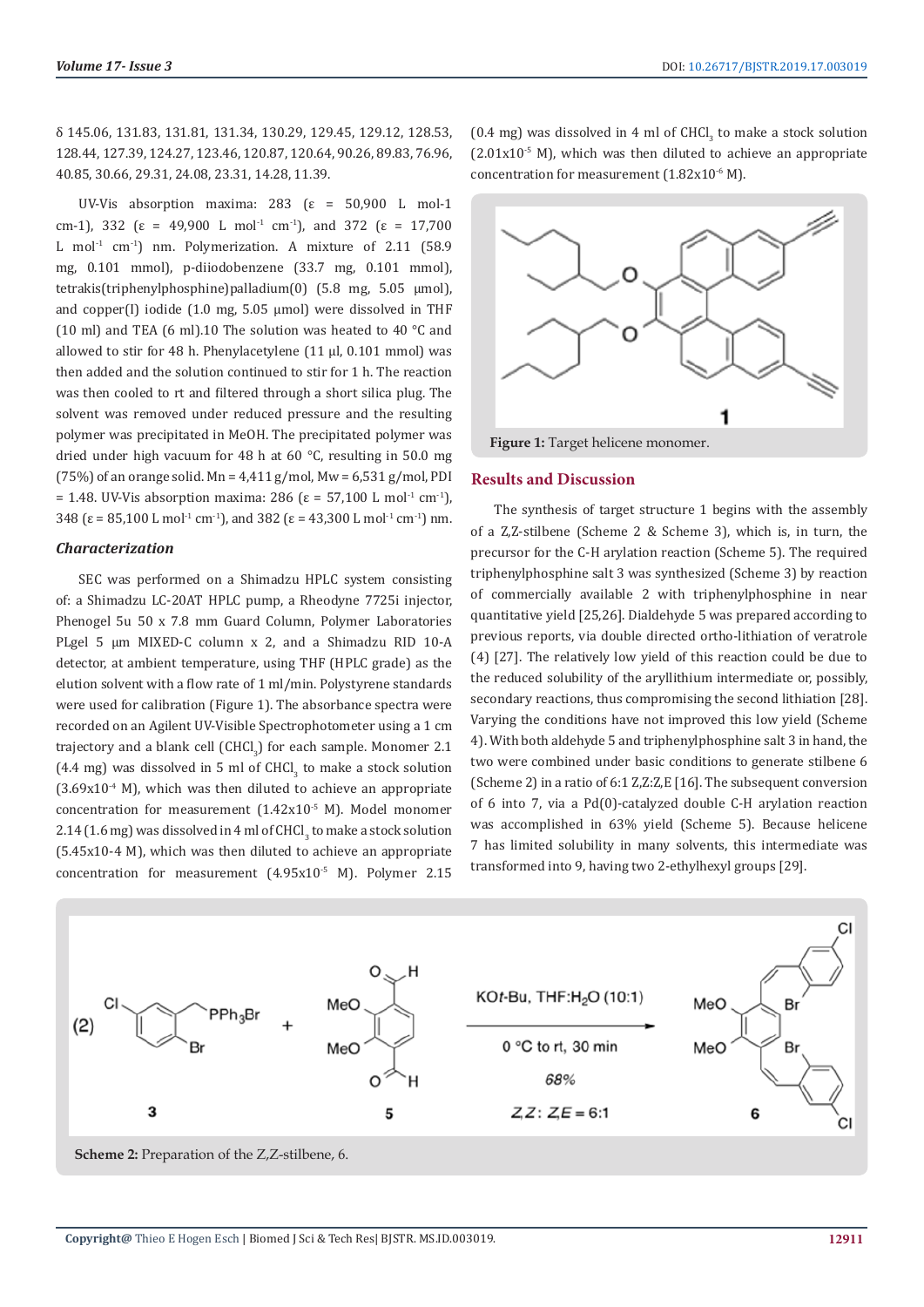δ 145.06, 131.83, 131.81, 131.34, 130.29, 129.45, 129.12, 128.53, 128.44, 127.39, 124.27, 123.46, 120.87, 120.64, 90.26, 89.83, 76.96, 40.85, 30.66, 29.31, 24.08, 23.31, 14.28, 11.39.

UV-Vis absorption maxima: 283 (ε = 50,900 L mol-1 cm-1), 332 (ε = 49,900 L $mol^{-1}$ $cm^{-1}$), and 372 (ε = 17,700 L $mol^{-1}$ $cm^{-1}$) nm. Polymerization. A mixture of 2.11 (58.9 mg, 0.101 mmol), p-diiodobenzene (33.7 mg, 0.101 mmol), tetrakis(triphenylphosphine)palladium(0) (5.8 mg, 5.05 μmol), and copper(I) iodide (1.0 mg, 5.05 μmol) were dissolved in THF (10 ml) and TEA (6 ml).10 The solution was heated to 40 °C and allowed to stir for 48 h. Phenylacetylene (11 µl, 0.101 mmol) was then added and the solution continued to stir for 1 h. The reaction was then cooled to rt and filtered through a short silica plug. The solvent was removed under reduced pressure and the resulting polymer was precipitated in MeOH. The precipitated polymer was dried under high vacuum for 48 h at 60 °C, resulting in 50.0 mg (75%) of an orange solid. Mn = 4,411 g/mol, Mw = 6,531 g/mol, PDI = 1.48. UV-Vis absorption maxima: 286 (ε = 57,100 L $mol^{-1}$ $cm^{-1}$), 348 (ε = 85,100 L $mol^{-1}$ $cm^{-1}$), and 382 (ε = 43,300 L $mol^{-1}$ $cm^{-1}$) nm.

### *Characterization*

SEC was performed on a Shimadzu HPLC system consisting of: a Shimadzu LC-20AT HPLC pump, a Rheodyne 7725i injector, Phenogel 5u 50 x 7.8 mm Guard Column, Polymer Laboratories PLgel 5 µm MIXED-C column x 2, and a Shimadzu RID 10-A detector, at ambient temperature, using THF (HPLC grade) as the elution solvent with a flow rate of 1 ml/min. Polystyrene standards were used for calibration (Figure 1). The absorbance spectra were recorded on an Agilent UV-Visible Spectrophotometer using a 1 cm trajectory and a blank cell ($CHCl_3$) for each sample. Monomer 2.1 (4.4 mg) was dissolved in 5 ml of $CHCl_3$ to make a stock solution ($3.69x10^{-4}$ M), which was then diluted to achieve an appropriate concentration for measurement ($1.42x10^{-5}$ M). Model monomer 2.14 (1.6 mg) was dissolved in 4 ml of $CHCl_3$ to make a stock solution (5.45x10-4 M), which was then diluted to achieve an appropriate concentration for measurement ($4.95x10^{-5}$ M). Polymer 2.15 (0.4 mg) was dissolved in 4 ml of $CHCl_3$ to make a stock solution ($2.01x10^{-5}$ M), which was then diluted to achieve an appropriate concentration for measurement ($1.82x10^{-6}$ M).

**Figure 1:** Target helicene monomer.

## Results and Discussion

The synthesis of target structure 1 begins with the assembly of a Z,Z-stilbene (Scheme 2 & Scheme 3), which is, in turn, the precursor for the C-H arylation reaction (Scheme 5). The required triphenylphosphine salt 3 was synthesized (Scheme 3) by reaction of commercially available 2 with triphenylphosphine in near quantitative yield [25,26]. Dialdehyde 5 was prepared according to previous reports, via double directed ortho-lithiation of veratrole (4) [27]. The relatively low yield of this reaction could be due to the reduced solubility of the aryllithium intermediate or, possibly, secondary reactions, thus compromising the second lithiation [28]. Varying the conditions have not improved this low yield (Scheme 4). With both aldehyde 5 and triphenylphosphine salt 3 in hand, the two were combined under basic conditions to generate stilbene 6 (Scheme 2) in a ratio of 6:1 Z,Z:Z,E [16]. The subsequent conversion of 6 into 7, via a Pd(0)-catalyzed double C-H arylation reaction was accomplished in 63% yield (Scheme 5). Because helicene 7 has limited solubility in many solvents, this intermediate was transformed into 9, having two 2-ethylhexyl groups [29].

**Scheme 2:** Preparation of the Z,Z-stilbene, 6.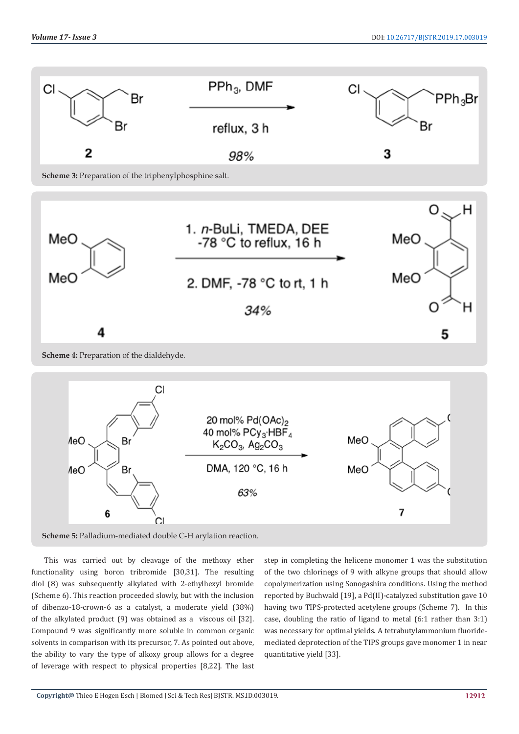Scheme 3: Preparation of the triphenylphosphine salt.

Scheme 4: Preparation of the dialdehyde.

Scheme 5: Palladium-mediated double C-H arylation reaction.

This was carried out by cleavage of the methoxy ether functionality using boron tribromide [30,31]. The resulting diol (8) was subsequently alkylated with 2-ethylhexyl bromide (Scheme 6). This reaction proceeded slowly, but with the inclusion of dibenzo-18-crown-6 as a catalyst, a moderate yield (38%) of the alkylated product (9) was obtained as a viscous oil [32]. Compound 9 was significantly more soluble in common organic solvents in comparison with its precursor, 7. As pointed out above, the ability to vary the type of alkoxy group allows for a degree of leverage with respect to physical properties [8,22]. The last step in completing the helicene monomer 1 was the substitution of the two chlorinegs of 9 with alkyne groups that should allow copolymerization using Sonogashira conditions. Using the method reported by Buchwald [19], a Pd(II)-catalyzed substitution gave 10 having two TIPS-protected acetylene groups (Scheme 7). In this case, doubling the ratio of ligand to metal (6:1 rather than 3:1) was necessary for optimal yields. A tetrabutylammonium fluoride-mediated deprotection of the TIPS groups gave monomer 1 in near quantitative yield [33].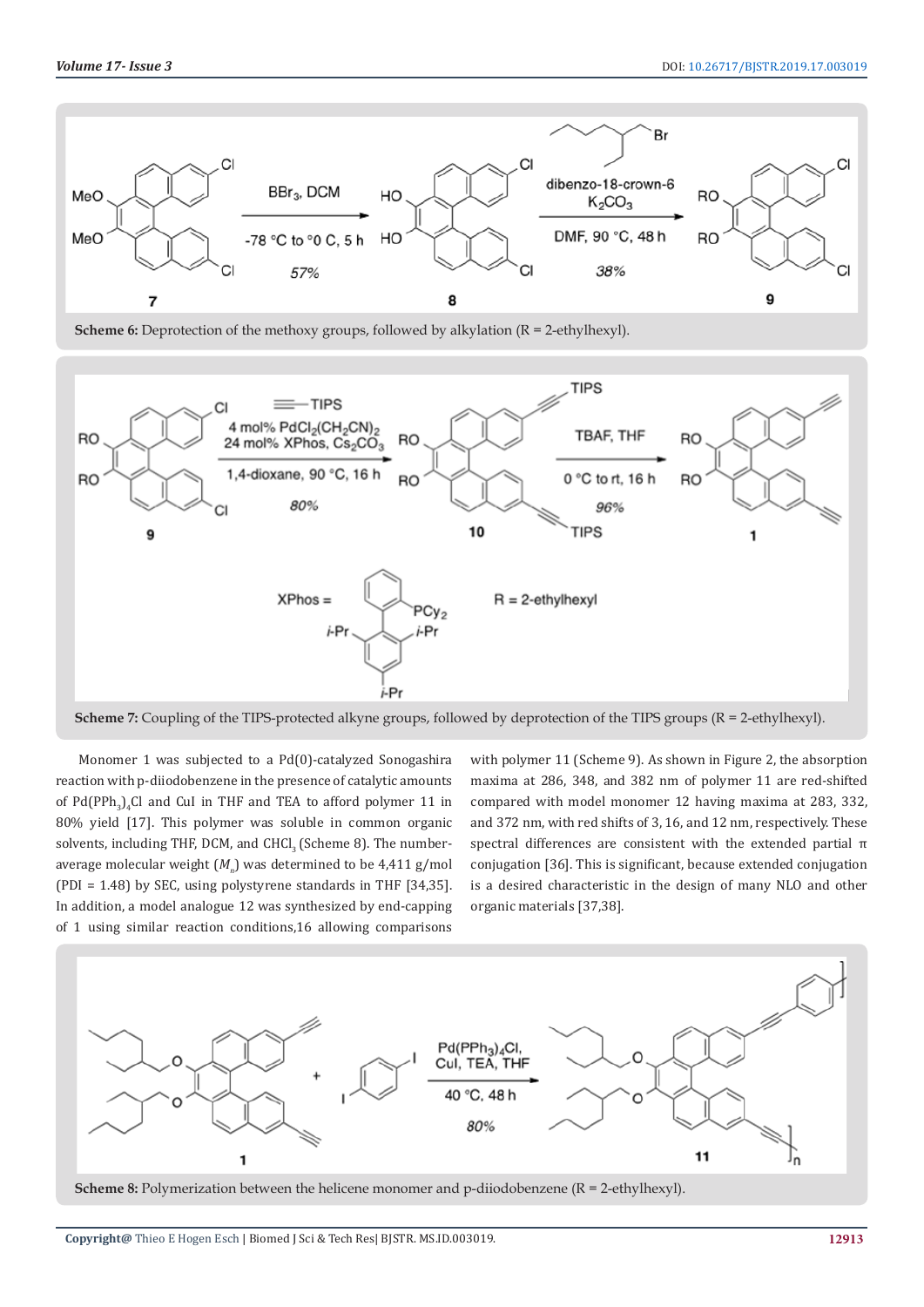**Scheme 6:** Deprotection of the methoxy groups, followed by alkylation (R = 2-ethylhexyl).

**Scheme 7:** Coupling of the TIPS-protected alkyne groups, followed by deprotection of the TIPS groups (R = 2-ethylhexyl).

Monomer 1 was subjected to a Pd(0)-catalyzed Sonogashira reaction with p-diiodobenzene in the presence of catalytic amounts of $Pd(PPh_3)_4Cl$ and CuI in THF and TEA to afford polymer 11 in 80% yield [17]. This polymer was soluble in common organic solvents, including THF, DCM, and $CHCl_3$ (Scheme 8). The number-average molecular weight ($M_n$) was determined to be 4,411 g/mol (PDI = 1.48) by SEC, using polystyrene standards in THF [34,35]. In addition, a model analogue 12 was synthesized by end-capping of 1 using similar reaction conditions,16 allowing comparisons with polymer 11 (Scheme 9). As shown in Figure 2, the absorption maxima at 286, 348, and 382 nm of polymer 11 are red-shifted compared with model monomer 12 having maxima at 283, 332, and 372 nm, with red shifts of 3, 16, and 12 nm, respectively. These spectral differences are consistent with the extended partial π conjugation [36]. This is significant, because extended conjugation is a desired characteristic in the design of many NLO and other organic materials [37,38].

**Scheme 8:** Polymerization between the helicene monomer and p-diiodobenzene (R = 2-ethylhexyl).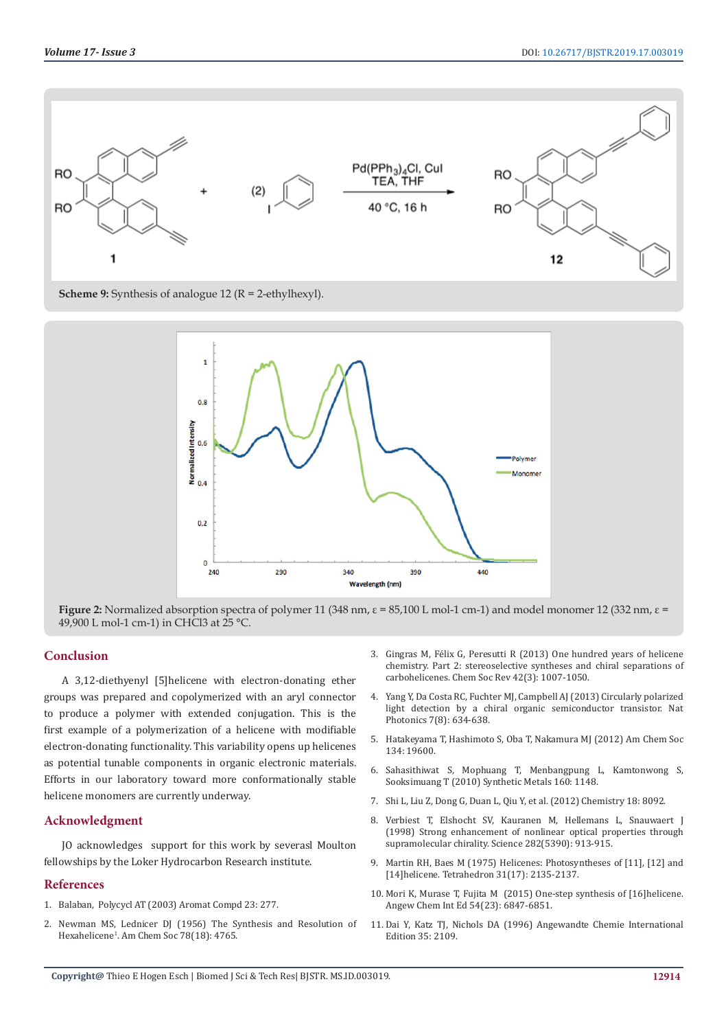Scheme 9: Synthesis of analogue 12 (R = 2-ethylhexyl).

**Figure 2:** Normalized absorption spectra of polymer 11 (348 nm, ε = 85,100 L mol-1 cm-1) and model monomer 12 (332 nm, ε = 49,900 L mol-1 cm-1) in CHCl3 at 25 °C.

## Conclusion

A 3,12-diethenyl [5]helicene with electron-donating ether groups was prepared and copolymerized with an aryl connector to produce a polymer with extended conjugation. This is the first example of a polymerization of a helicene with modifiable electron-donating functionality. This variability opens up helicenes as potential tunable components in organic electronic materials. Efforts in our laboratory toward more conformationally stable helicene monomers are currently underway.

## Acknowledgment

JO acknowledges support for this work by severasl Moulton fellowships by the Loker Hydrocarbon Research institute.

## References

1. Balaban, Polycycl AT (2003) Aromat Compd 23: 277.
2. Newman MS, Lednicer DJ (1956) The Synthesis and Resolution of Hexahelicene[1]. Am Chem Soc 78(18): 4765.
3. Gingras M, Félix G, Peresutti R (2013) One hundred years of helicene chemistry. Part 2: stereoselective syntheses and chiral separations of carbohelicenes. Chem Soc Rev 42(3): 1007-1050.
4. Yang Y, Da Costa RC, Fuchter MJ, Campbell AJ (2013) Circularly polarized light detection by a chiral organic semiconductor transistor. Nat Photonics 7(8): 634-638.
5. Hatakeyama T, Hashimoto S, Oba T, Nakamura MJ (2012) Am Chem Soc 134: 19600.
6. Sahasithiwat S, Mophuang T, Menbangpung L, Kamtonwong S, Sooksimuang T (2010) Synthetic Metals 160: 1148.
7. Shi L, Liu Z, Dong G, Duan L, Qiu Y, et al. (2012) Chemistry 18: 8092.
8. Verbiest T, Elshocht SV, Kauranen M, Hellemans L, Snauwaert J (1998) Strong enhancement of nonlinear optical properties through supramolecular chirality. Science 282(5390): 913-915.
9. Martin RH, Baes M (1975) Helicenes: Photosyntheses of [11], [12] and [14]helicene. Tetrahedron 31(17): 2135-2137.
10. Mori K, Murase T, Fujita M (2015) One-step synthesis of [16]helicene. Angew Chem Int Ed 54(23): 6847-6851.
11. Dai Y, Katz TJ, Nichols DA (1996) Angewandte Chemie International Edition 35: 2109.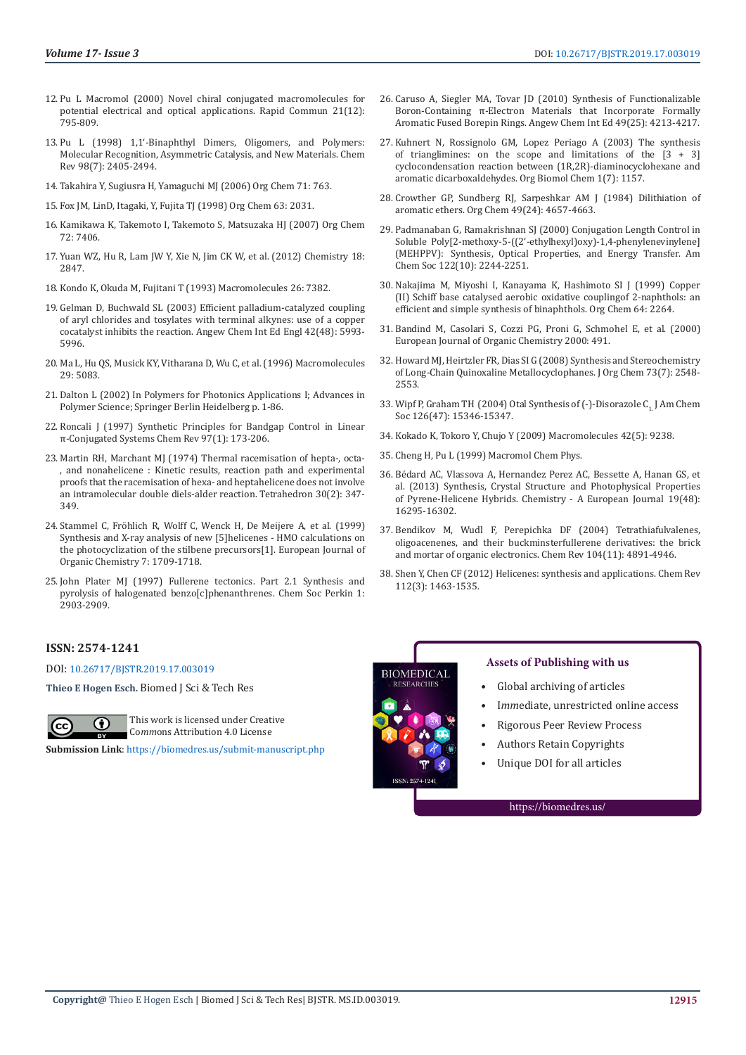12. Pu L Macromol (2000) Novel chiral conjugated macromolecules for potential electrical and optical applications. Rapid Commun 21(12): 795-809.

13. Pu L (1998) 1,1'-Binaphthyl Dimers, Oligomers, and Polymers: Molecular Recognition, Asymmetric Catalysis, and New Materials. Chem Rev 98(7): 2405-2494.

14. Takahira Y, Sugiusra H, Yamaguchi MJ (2006) Org Chem 71: 763.

15. Fox JM, LinD, Itagaki, Y, Fujita TJ (1998) Org Chem 63: 2031.

16. Kamikawa K, Takemoto I, Takemoto S, Matsuzaka HJ (2007) Org Chem 72: 7406.

17. Yuan WZ, Hu R, Lam JW Y, Xie N, Jim CK W, et al. (2012) Chemistry 18: 2847.

18. Kondo K, Okuda M, Fujitani T (1993) Macromolecules 26: 7382.

19. Gelman D, Buchwald SL (2003) Efficient palladium-catalyzed coupling of aryl chlorides and tosylates with terminal alkynes: use of a copper cocatalyst inhibits the reaction. Angew Chem Int Ed Engl 42(48): 5993-5996.

20. Ma L, Hu QS, Musick KY, Vitharana D, Wu C, et al. (1996) Macromolecules 29: 5083.

21. Dalton L (2002) In Polymers for Photonics Applications I; Advances in Polymer Science; Springer Berlin Heidelberg p. 1-86.

22. Roncali J (1997) Synthetic Principles for Bandgap Control in Linear π-Conjugated Systems Chem Rev 97(1): 173-206.

23. Martin RH, Marchant MJ (1974) Thermal racemisation of hepta-, octa-, and nonahelicene : Kinetic results, reaction path and experimental proofs that the racemisation of hexa- and heptahelicene does not involve an intramolecular double diels-alder reaction. Tetrahedron 30(2): 347-349.

24. Stammel C, Fröhlich R, Wolff C, Wenck H, De Meijere A, et al. (1999) Synthesis and X-ray analysis of new [5]helicenes - HMO calculations on the photocyclization of the stilbene precursors[1]. European Journal of Organic Chemistry 7: 1709-1718.

25. John Plater MJ (1997) Fullerene tectonics. Part 2.1 Synthesis and pyrolysis of halogenated benzo[c]phenanthrenes. Chem Soc Perkin 1: 2903-2909.

26. Caruso A, Siegler MA, Tovar JD (2010) Synthesis of Functionalizable Boron-Containing π-Electron Materials that Incorporate Formally Aromatic Fused Borepin Rings. Angew Chem Int Ed 49(25): 4213-4217.

27. Kuhnert N, Rossignolo GM, Lopez Periago A (2003) The synthesis of trianglimines: on the scope and limitations of the [3 + 3] cyclocondensation reaction between (1R,2R)-diaminocyclohexane and aromatic dicarboxaldehydes. Org Biomol Chem 1(7): 1157.

28. Crowther GP, Sundberg RJ, Sarpeshkar AM J (1984) Dilithiation of aromatic ethers. Org Chem 49(24): 4657-4663.

29. Padmanaban G, Ramakrishnan SJ (2000) Conjugation Length Control in Soluble Poly[2-methoxy-5-((2'-ethylhexyl)oxy)-1,4-phenylenevinylene] (MEHPPV): Synthesis, Optical Properties, and Energy Transfer. Am Chem Soc 122(10): 2244-2251.

30. Nakajima M, Miyoshi I, Kanayama K, Hashimoto SI J (1999) Copper (II) Schiff base catalysed aerobic oxidative couplingof 2-naphthols: an efficient and simple synthesis of binaphthols. Org Chem 64: 2264.

31. Bandind M, Casolari S, Cozzi PG, Proni G, Schmohel E, et al. (2000) European Journal of Organic Chemistry 2000: 491.

32. Howard MJ, Heirtzler FR, Dias SI G (2008) Synthesis and Stereochemistry of Long-Chain Quinoxaline Metallocyclophanes. J Org Chem 73(7): 2548-2553.

33. Wipf P, Graham TH (2004) Otal Synthesis of (-)-Disorazole $C_1$ J Am Chem Soc 126(47): 15346-15347.

34. Kokado K, Tokoro Y, Chujo Y (2009) Macromolecules 42(5): 9238.

35. Cheng H, Pu L (1999) Macromol Chem Phys.

36. Bédard AC, Vlassova A, Hernandez Perez AC, Bessette A, Hanan GS, et al. (2013) Synthesis, Crystal Structure and Photophysical Properties of Pyrene-Helicene Hybrids. Chemistry - A European Journal 19(48): 16295-16302.

37. Bendikov M, Wudl F, Perepichka DF (2004) Tetrathiafulvalenes, oligoacenenes, and their buckminsterfullerene derivatives: the brick and mortar of organic electronics. Chem Rev 104(11): 4891-4946.

38. Shen Y, Chen CF (2012) Helicenes: synthesis and applications. Chem Rev 112(3): 1463-1535.

**ISSN: 2574-1241**

DOI: 10.26717/BJSTR.2019.17.003019

**Thieo E Hogen Esch.** Biomed J Sci & Tech Res

This work is licensed under Creative Commons Attribution 4.0 License

**Submission Link**: https://biomedres.us/submit-manuscript.php

**Assets of Publishing with us**

- Global archiving of articles
- Immediate, unrestricted online access
- Rigorous Peer Review Process
- Authors Retain Copyrights
- Unique DOI for all articles

https://biomedres.us/